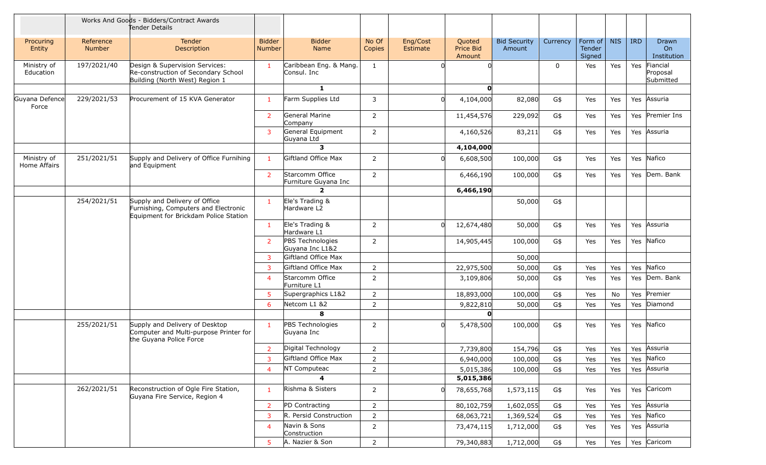| | | Works And Goods - Bidders/Contract Awards Tender Details | | | | | | | | | | | |
|---|---|---|---|---|---|---|---|---|---|---|---|---|---|
| Procuring Entity | Reference Number | Tender Description | Bidder Number | Bidder Name | No Of Copies | Eng/Cost Estimate | Quoted Price Bid Amount | Bid Security Amount | Currency | Form of Tender Signed | NIS | IRD | Drawn On Institution |
| Ministry of Education | 197/2021/40 | Design & Supervision Services: Re-construction of Secondary School Building (North West) Region 1 | 1 | Caribbean Eng. & Mang. Consul. Inc | 1 | 0 | 0 | | 0 | Yes | Yes | Yes | Fiancial Proposal Submitted |
| | | | | **1** | | | **0** | | | | | | |
| Guyana Defence Force | 229/2021/53 | Procurement of 15 KVA Generator | 1 | Farm Supplies Ltd | 3 | 0 | 4,104,000 | 82,080 | G$ | Yes | Yes | Yes | Assuria |
| | | | 2 | General Marine Company | 2 | | 11,454,576 | 229,092 | G$ | Yes | Yes | Yes | Premier Ins |
| | | | 3 | General Equipment Guyana Ltd | 2 | | 4,160,526 | 83,211 | G$ | Yes | Yes | Yes | Assuria |
| | | | | **3** | | | **4,104,000** | | | | | | |
| Ministry of Home Affairs | 251/2021/51 | Supply and Delivery of Office Furnihing and Equipment | 1 | Giftland Office Max | 2 | 0 | 6,608,500 | 100,000 | G$ | Yes | Yes | Yes | Nafico |
| | | | 2 | Starcomm Office Furniture Guyana Inc | 2 | | 6,466,190 | 100,000 | G$ | Yes | Yes | Yes | Dem. Bank |
| | | | | **2** | | | **6,466,190** | | | | | | |
| | 254/2021/51 | Supply and Delivery of Office Furnishing, Computers and Electronic Equipment for Brickdam Police Station | 1 | Ele's Trading & Hardware L2 | | | | 50,000 | G$ | | | | |
| | | | 1 | Ele's Trading & Hardware L1 | 2 | 0 | 12,674,480 | 50,000 | G$ | Yes | Yes | Yes | Assuria |
| | | | 2 | PBS Technologies Guyana Inc L1&2 | 2 | | 14,905,445 | 100,000 | G$ | Yes | Yes | Yes | Nafico |
| | | | 3 | Giftland Office Max | | | | 50,000 | | | | | |
| | | | 3 | Giftland Office Max | 2 | | 22,975,500 | 50,000 | G$ | Yes | Yes | Yes | Nafico |
| | | | 4 | Starcomm Office Furniture L1 | 2 | | 3,109,806 | 50,000 | G$ | Yes | Yes | Yes | Dem. Bank |
| | | | 5 | Supergraphics L1&2 | 2 | | 18,893,000 | 100,000 | G$ | Yes | No | Yes | Premier |
| | | | 6 | Netcom L1 &2 | 2 | | 9,822,810 | 50,000 | G$ | Yes | Yes | Yes | Diamond |
| | | | | **8** | | | **0** | | | | | | |
| | 255/2021/51 | Supply and Delivery of Desktop Computer and Multi-purpose Printer for the Guyana Police Force | 1 | PBS Technologies Guyana Inc | 2 | 0 | 5,478,500 | 100,000 | G$ | Yes | Yes | Yes | Nafico |
| | | | 2 | Digital Technology | 2 | | 7,739,800 | 154,796 | G$ | Yes | Yes | Yes | Assuria |
| | | | 3 | Giftland Office Max | 2 | | 6,940,000 | 100,000 | G$ | Yes | Yes | Yes | Nafico |
| | | | 4 | NT Computeac | 2 | | 5,015,386 | 100,000 | G$ | Yes | Yes | Yes | Assuria |
| | | | | **4** | | | **5,015,386** | | | | | | |
| | 262/2021/51 | Reconstruction of Ogle Fire Station, Guyana Fire Service, Region 4 | 1 | Rishma & Sisters | 2 | 0 | 78,655,768 | 1,573,115 | G$ | Yes | Yes | Yes | Caricom |
| | | | 2 | PD Contracting | 2 | | 80,102,759 | 1,602,055 | G$ | Yes | Yes | Yes | Assuria |
| | | | 3 | R. Persid Construction | 2 | | 68,063,721 | 1,369,524 | G$ | Yes | Yes | Yes | Nafico |
| | | | 4 | Navin & Sons Construction | 2 | | 73,474,115 | 1,712,000 | G$ | Yes | Yes | Yes | Assuria |
| | | | 5 | A. Nazier & Son | 2 | | 79,340,883 | 1,712,000 | G$ | Yes | Yes | Yes | Caricom |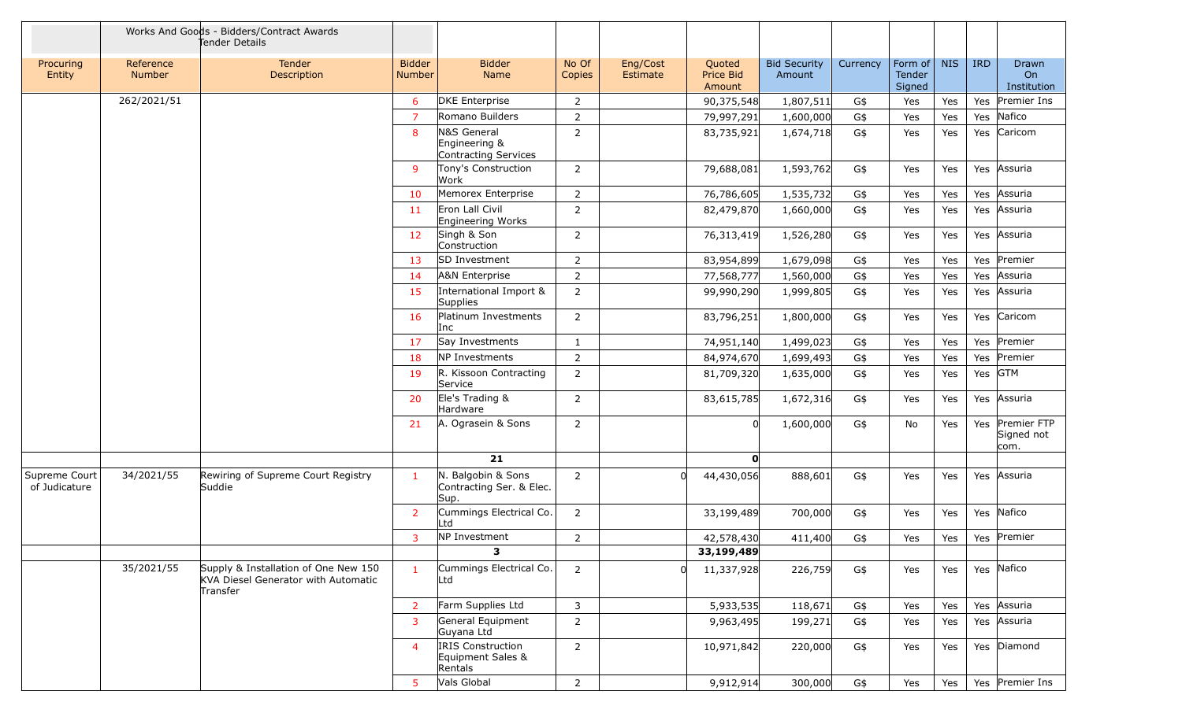| | Works And Goods - Bidders/Contract Awards Tender Details | | | | | | | | | | | | |
|---|---|---|---|---|---|---|---|---|---|---|---|---|---|
| Procuring Entity | Reference Number | Tender Description | Bidder Number | Bidder Name | No Of Copies | Eng/Cost Estimate | Quoted Price Bid Amount | Bid Security Amount | Currency | Form of Tender Signed | NIS | IRD | Drawn On Institution |
| | 262/2021/51 | | 6 | DKE Enterprise | 2 | | 90,375,548 | 1,807,511 | G$ | Yes | Yes | Yes | Premier Ins |
| | | | 7 | Romano Builders | 2 | | 79,997,291 | 1,600,000 | G$ | Yes | Yes | Yes | Nafico |
| | | | 8 | N&S General Engineering & Contracting Services | 2 | | 83,735,921 | 1,674,718 | G$ | Yes | Yes | Yes | Caricom |
| | | | 9 | Tony's Construction Work | 2 | | 79,688,081 | 1,593,762 | G$ | Yes | Yes | Yes | Assuria |
| | | | 10 | Memorex Enterprise | 2 | | 76,786,605 | 1,535,732 | G$ | Yes | Yes | Yes | Assuria |
| | | | 11 | Eron Lall Civil Engineering Works | 2 | | 82,479,870 | 1,660,000 | G$ | Yes | Yes | Yes | Assuria |
| | | | 12 | Singh & Son Construction | 2 | | 76,313,419 | 1,526,280 | G$ | Yes | Yes | Yes | Assuria |
| | | | 13 | SD Investment | 2 | | 83,954,899 | 1,679,098 | G$ | Yes | Yes | Yes | Premier |
| | | | 14 | A&N Enterprise | 2 | | 77,568,777 | 1,560,000 | G$ | Yes | Yes | Yes | Assuria |
| | | | 15 | International Import & Supplies | 2 | | 99,990,290 | 1,999,805 | G$ | Yes | Yes | Yes | Assuria |
| | | | 16 | Platinum Investments Inc | 2 | | 83,796,251 | 1,800,000 | G$ | Yes | Yes | Yes | Caricom |
| | | | 17 | Say Investments | 1 | | 74,951,140 | 1,499,023 | G$ | Yes | Yes | Yes | Premier |
| | | | 18 | NP Investments | 2 | | 84,974,670 | 1,699,493 | G$ | Yes | Yes | Yes | Premier |
| | | | 19 | R. Kissoon Contracting Service | 2 | | 81,709,320 | 1,635,000 | G$ | Yes | Yes | Yes | GTM |
| | | | 20 | Ele's Trading & Hardware | 2 | | 83,615,785 | 1,672,316 | G$ | Yes | Yes | Yes | Assuria |
| | | | 21 | A. Ograsein & Sons | 2 | | 0 | 1,600,000 | G$ | No | Yes | Yes | Premier FTP Signed not com. |
| | | | | **21** | | | **0** | | | | | | |
| Supreme Court of Judicature | 34/2021/55 | Rewiring of Supreme Court Registry Suddie | 1 | N. Balgobin & Sons Contracting Ser. & Elec. Sup. | 2 | 0 | 44,430,056 | 888,601 | G$ | Yes | Yes | Yes | Assuria |
| | | | 2 | Cummings Electrical Co. Ltd | 2 | | 33,199,489 | 700,000 | G$ | Yes | Yes | Yes | Nafico |
| | | | 3 | NP Investment | 2 | | 42,578,430 | 411,400 | G$ | Yes | Yes | Yes | Premier |
| | | | | **3** | | | **33,199,489** | | | | | | |
| | 35/2021/55 | Supply & Installation of One New 150 KVA Diesel Generator with Automatic Transfer | 1 | Cummings Electrical Co. Ltd | 2 | 0 | 11,337,928 | 226,759 | G$ | Yes | Yes | Yes | Nafico |
| | | | 2 | Farm Supplies Ltd | 3 | | 5,933,535 | 118,671 | G$ | Yes | Yes | Yes | Assuria |
| | | | 3 | General Equipment Guyana Ltd | 2 | | 9,963,495 | 199,271 | G$ | Yes | Yes | Yes | Assuria |
| | | | 4 | IRIS Construction Equipment Sales & Rentals | 2 | | 10,971,842 | 220,000 | G$ | Yes | Yes | Yes | Diamond |
| | | | 5 | Vals Global | 2 | | 9,912,914 | 300,000 | G$ | Yes | Yes | Yes | Premier Ins |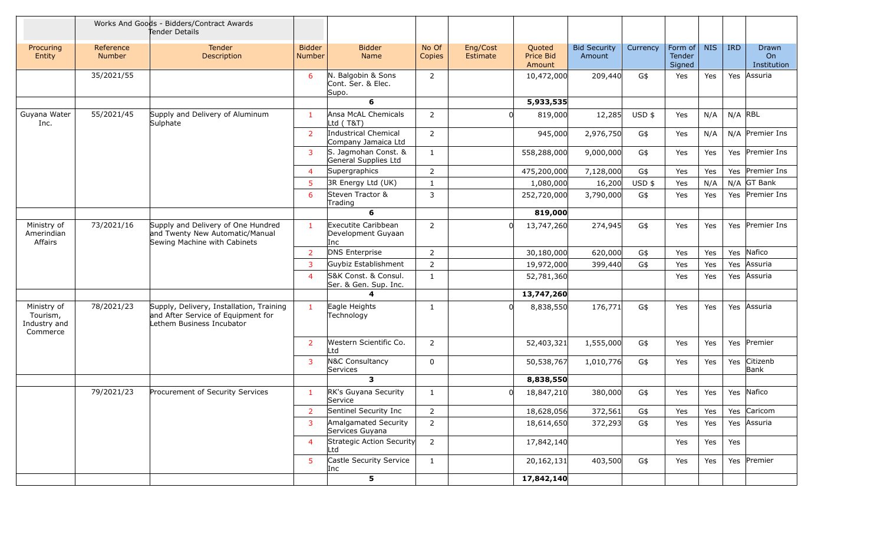| | | Works And Goods - Bidders/Contract Awards Tender Details | | | | | | | | | | | |
|---|---|---|---|---|---|---|---|---|---|---|---|---|---|
| Procuring Entity | Reference Number | Tender Description | Bidder Number | Bidder Name | No Of Copies | Eng/Cost Estimate | Quoted Price Bid Amount | Bid Security Amount | Currency | Form of Tender Signed | NIS | IRD | Drawn On Institution |
| | 35/2021/55 | | 6 | N. Balgobin & Sons Cont. Ser. & Elec. Supo. | 2 | | 10,472,000 | 209,440 | G$ | Yes | Yes | Yes | Assuria |
| | | | | **6** | | | **5,933,535** | | | | | | |
| Guyana Water Inc. | 55/2021/45 | Supply and Delivery of Aluminum Sulphate | 1 | Ansa McAL Chemicals Ltd ( T&T) | 2 | 0 | 819,000 | 12,285 | USD $ | Yes | N/A | N/A | RBL |
| | | | 2 | Industrial Chemical Company Jamaica Ltd | 2 | | 945,000 | 2,976,750 | G$ | Yes | N/A | N/A | Premier Ins |
| | | | 3 | S. Jagmohan Const. & General Supplies Ltd | 1 | | 558,288,000 | 9,000,000 | G$ | Yes | Yes | Yes | Premier Ins |
| | | | 4 | Supergraphics | 2 | | 475,200,000 | 7,128,000 | G$ | Yes | Yes | Yes | Premier Ins |
| | | | 5 | 3R Energy Ltd (UK) | 1 | | 1,080,000 | 16,200 | USD $ | Yes | N/A | N/A | GT Bank |
| | | | 6 | Steven Tractor & Trading | 3 | | 252,720,000 | 3,790,000 | G$ | Yes | Yes | Yes | Premier Ins |
| | | | | **6** | | | **819,000** | | | | | | |
| Ministry of Amerindian Affairs | 73/2021/16 | Supply and Delivery of One Hundred and Twenty New Automatic/Manual Sewing Machine with Cabinets | 1 | Executite Caribbean Development Guyaan Inc | 2 | 0 | 13,747,260 | 274,945 | G$ | Yes | Yes | Yes | Premier Ins |
| | | | 2 | DNS Enterprise | 2 | | 30,180,000 | 620,000 | G$ | Yes | Yes | Yes | Nafico |
| | | | 3 | Guybiz Establishment | 2 | | 19,972,000 | 399,440 | G$ | Yes | Yes | Yes | Assuria |
| | | | 4 | S&K Const. & Consul. Ser. & Gen. Sup. Inc. | 1 | | 52,781,360 | | | Yes | Yes | Yes | Assuria |
| | | | | **4** | | | **13,747,260** | | | | | | |
| Ministry of Tourism, Industry and Commerce | 78/2021/23 | Supply, Delivery, Installation, Training and After Service of Equipment for Lethem Business Incubator | 1 | Eagle Heights Technology | 1 | 0 | 8,838,550 | 176,771 | G$ | Yes | Yes | Yes | Assuria |
| | | | 2 | Western Scientific Co. Ltd | 2 | | 52,403,321 | 1,555,000 | G$ | Yes | Yes | Yes | Premier |
| | | | 3 | N&C Consultancy Services | 0 | | 50,538,767 | 1,010,776 | G$ | Yes | Yes | Yes | Citizenb Bank |
| | | | | **3** | | | **8,838,550** | | | | | | |
| | 79/2021/23 | Procurement of Security Services | 1 | RK's Guyana Security Service | 1 | 0 | 18,847,210 | 380,000 | G$ | Yes | Yes | Yes | Nafico |
| | | | 2 | Sentinel Security Inc | 2 | | 18,628,056 | 372,561 | G$ | Yes | Yes | Yes | Caricom |
| | | | 3 | Amalgamated Security Services Guyana | 2 | | 18,614,650 | 372,293 | G$ | Yes | Yes | Yes | Assuria |
| | | | 4 | Strategic Action Security Ltd | 2 | | 17,842,140 | | | Yes | Yes | Yes | |
| | | | 5 | Castle Security Service Inc | 1 | | 20,162,131 | 403,500 | G$ | Yes | Yes | Yes | Premier |
| | | | | **5** | | | **17,842,140** | | | | | | |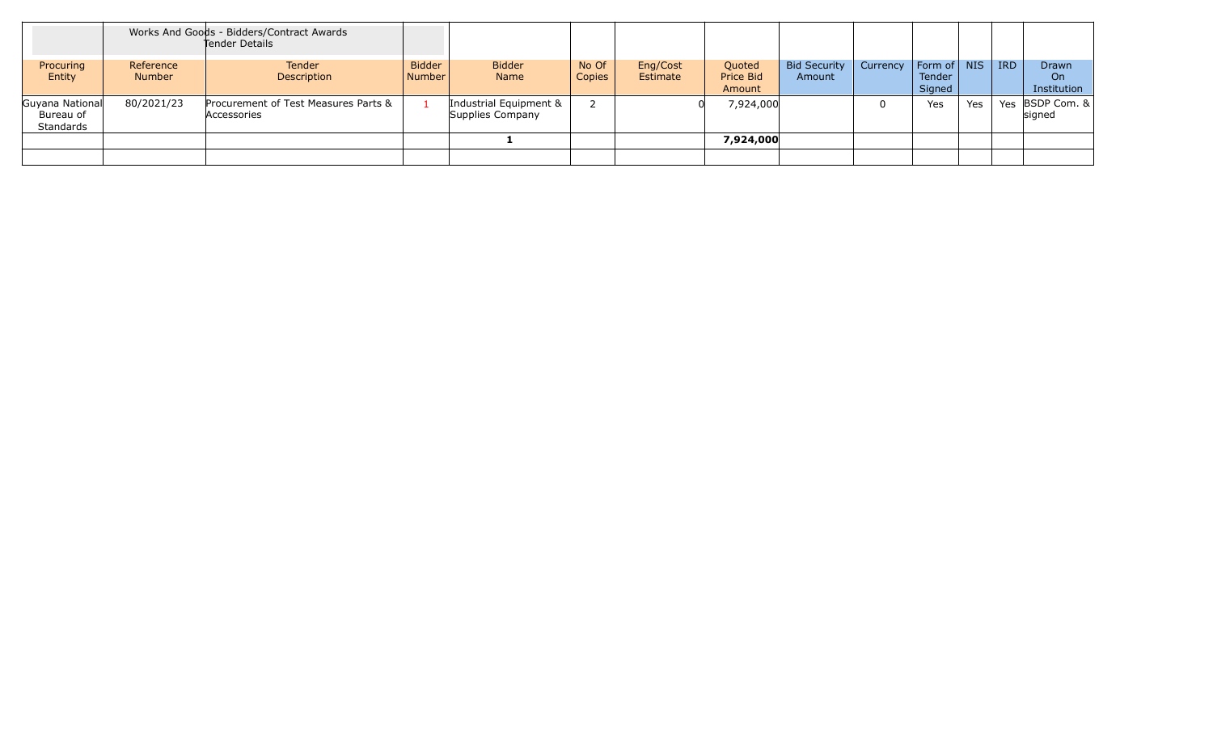| | Works And Goods - Bidders/Contract Awards Tender Details | | | | | | | | | | | | | |
|---|---|---|---|---|---|---|---|---|---|---|---|---|---|---|
| Procuring Entity | Reference Number | Tender Description | Bidder Number | Bidder Name | No Of Copies | Eng/Cost Estimate | Quoted Price Bid Amount | Bid Security Amount | Currency | Form of Tender Signed | NIS | IRD | Drawn On Institution |
| Guyana National Bureau of Standards | 80/2021/23 | Procurement of Test Measures Parts & Accessories | 1 | Industrial Equipment & Supplies Company | 2 | 0 | 7,924,000 | | 0 | Yes | Yes | Yes | BSDP Com. & signed |
| | | | | **1** | | | **7,924,000** | | | | | | |
| | | | | | | | | | | | | | |